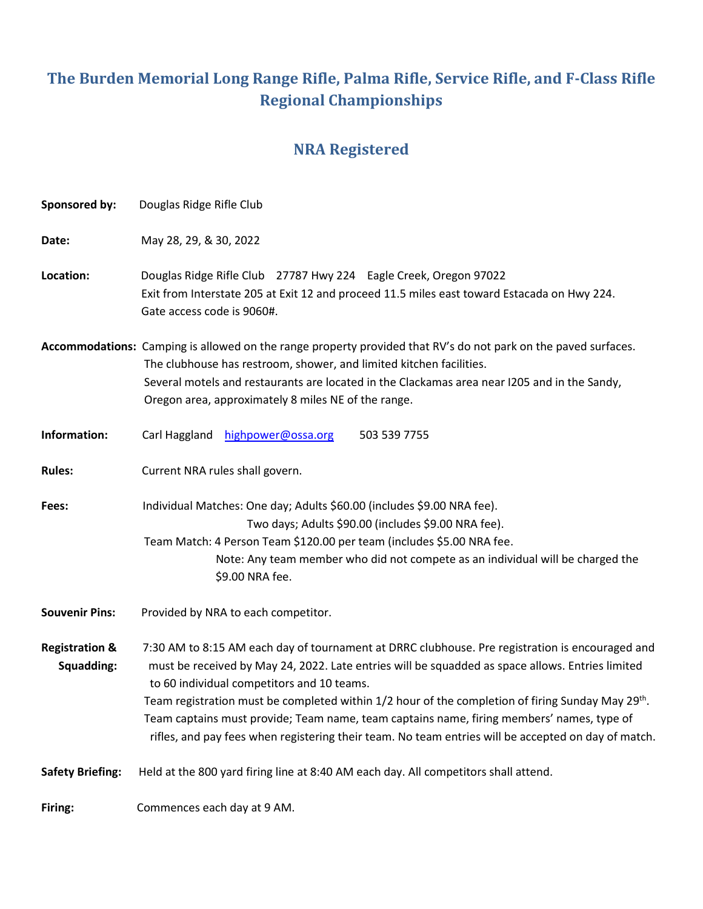# The Burden Memorial Long Range Rifle, Palma Rifle, Service Rifle, and F-Class Rifle Regional Championships

## NRA Registered

**Sponsored by:** Douglas Ridge Rifle Club

**Date:** May 28, 29, & 30, 2022

**Location:** Douglas Ridge Rifle Club 27787 Hwy 224 Eagle Creek, Oregon 97022
Exit from Interstate 205 at Exit 12 and proceed 11.5 miles east toward Estacada on Hwy 224.
Gate access code is 9060#.

**Accommodations:** Camping is allowed on the range property provided that RV's do not park on the paved surfaces.
The clubhouse has restroom, shower, and limited kitchen facilities.
Several motels and restaurants are located in the Clackamas area near I205 and in the Sandy, Oregon area, approximately 8 miles NE of the range.

**Information:** Carl Haggland [highpower@ossa.org](mailto:highpower@ossa.org) 503 539 7755

**Rules:** Current NRA rules shall govern.

**Fees:** Individual Matches: One day; Adults $60.00 (includes $9.00 NRA fee).
Two days; Adults $90.00 (includes $9.00 NRA fee).
Team Match: 4 Person Team $120.00 per team (includes $5.00 NRA fee.
Note: Any team member who did not compete as an individual will be charged the $9.00 NRA fee.

**Souvenir Pins:** Provided by NRA to each competitor.

**Registration & Squadding:** 7:30 AM to 8:15 AM each day of tournament at DRRC clubhouse. Pre registration is encouraged and must be received by May 24, 2022. Late entries will be squadded as space allows. Entries limited to 60 individual competitors and 10 teams.
Team registration must be completed within 1/2 hour of the completion of firing Sunday May 29th.
Team captains must provide; Team name, team captains name, firing members' names, type of rifles, and pay fees when registering their team. No team entries will be accepted on day of match.

**Safety Briefing:** Held at the 800 yard firing line at 8:40 AM each day. All competitors shall attend.

**Firing:** Commences each day at 9 AM.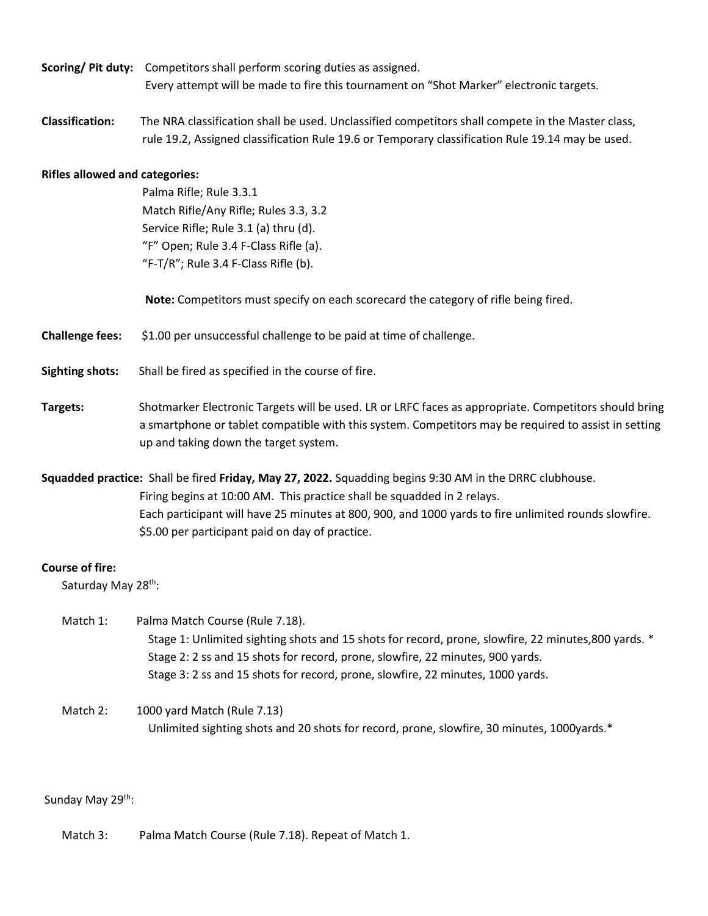**Scoring/ Pit duty:** Competitors shall perform scoring duties as assigned.
Every attempt will be made to fire this tournament on "Shot Marker" electronic targets.

**Classification:** The NRA classification shall be used. Unclassified competitors shall compete in the Master class, rule 19.2, Assigned classification Rule 19.6 or Temporary classification Rule 19.14 may be used.

**Rifles allowed and categories:**

Palma Rifle; Rule 3.3.1
Match Rifle/Any Rifle; Rules 3.3, 3.2
Service Rifle; Rule 3.1 (a) thru (d).
"F" Open; Rule 3.4 F-Class Rifle (a).
"F-T/R"; Rule 3.4 F-Class Rifle (b).

**Note:** Competitors must specify on each scorecard the category of rifle being fired.

**Challenge fees:** $1.00 per unsuccessful challenge to be paid at time of challenge.

**Sighting shots:** Shall be fired as specified in the course of fire.

**Targets:** Shotmarker Electronic Targets will be used. LR or LRFC faces as appropriate. Competitors should bring a smartphone or tablet compatible with this system. Competitors may be required to assist in setting up and taking down the target system.

**Squadded practice:** Shall be fired **Friday, May 27, 2022.** Squadding begins 9:30 AM in the DRRC clubhouse.
Firing begins at 10:00 AM. This practice shall be squadded in 2 relays.
Each participant will have 25 minutes at 800, 900, and 1000 yards to fire unlimited rounds slowfire.
$5.00 per participant paid on day of practice.

**Course of fire:**

Saturday May 28th:

Match 1: Palma Match Course (Rule 7.18).
Stage 1: Unlimited sighting shots and 15 shots for record, prone, slowfire, 22 minutes,800 yards. *
Stage 2: 2 ss and 15 shots for record, prone, slowfire, 22 minutes, 900 yards.
Stage 3: 2 ss and 15 shots for record, prone, slowfire, 22 minutes, 1000 yards.

Match 2: 1000 yard Match (Rule 7.13)
Unlimited sighting shots and 20 shots for record, prone, slowfire, 30 minutes, 1000yards.*

Sunday May 29th:

Match 3: Palma Match Course (Rule 7.18). Repeat of Match 1.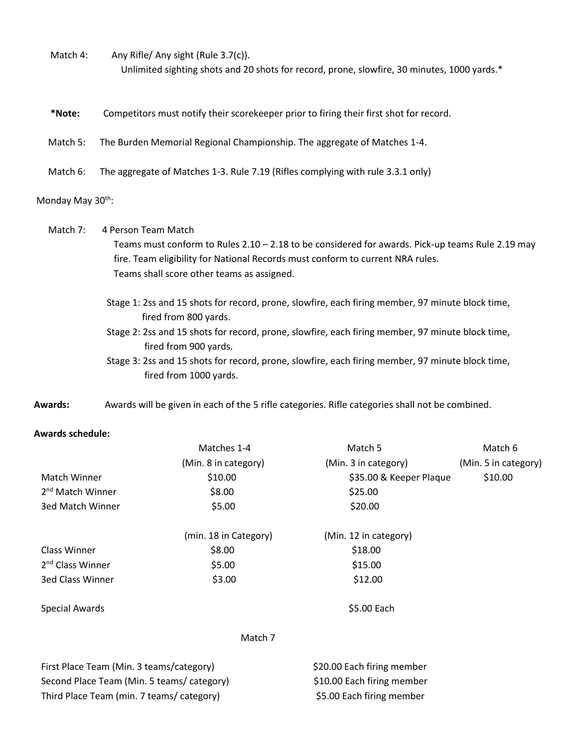Match 4: Any Rifle/ Any sight (Rule 3.7(c)).
Unlimited sighting shots and 20 shots for record, prone, slowfire, 30 minutes, 1000 yards.*

**\*Note:** Competitors must notify their scorekeeper prior to firing their first shot for record.

Match 5: The Burden Memorial Regional Championship. The aggregate of Matches 1-4.

Match 6: The aggregate of Matches 1-3. Rule 7.19 (Rifles complying with rule 3.3.1 only)

Monday May 30th:

Match 7: 4 Person Team Match
Teams must conform to Rules 2.10 – 2.18 to be considered for awards. Pick-up teams Rule 2.19 may fire. Team eligibility for National Records must conform to current NRA rules.
Teams shall score other teams as assigned.

Stage 1: 2ss and 15 shots for record, prone, slowfire, each firing member, 97 minute block time, fired from 800 yards.
Stage 2: 2ss and 15 shots for record, prone, slowfire, each firing member, 97 minute block time, fired from 900 yards.
Stage 3: 2ss and 15 shots for record, prone, slowfire, each firing member, 97 minute block time, fired from 1000 yards.

**Awards:** Awards will be given in each of the 5 rifle categories. Rifle categories shall not be combined.

**Awards schedule:**

| | Matches 1-4 | Match 5 | Match 6 |
|---|---|---|---|
| | (Min. 8 in category) | (Min. 3 in category) | (Min. 5 in category) |
| Match Winner | $10.00 | $35.00 & Keeper Plaque | $10.00 |
| 2nd Match Winner | $8.00 | $25.00 | |
| 3ed Match Winner | $5.00 | $20.00 | |
| | (min. 18 in Category) | (Min. 12 in category) | |
| Class Winner | $8.00 | $18.00 | |
| 2nd Class Winner | $5.00 | $15.00 | |
| 3ed Class Winner | $3.00 | $12.00 | |
| Special Awards | | $5.00 Each | |

Match 7

| | |
|---|---|
| First Place Team (Min. 3 teams/category) | $20.00 Each firing member |
| Second Place Team (Min. 5 teams/ category) | $10.00 Each firing member |
| Third Place Team (min. 7 teams/ category) | $5.00 Each firing member |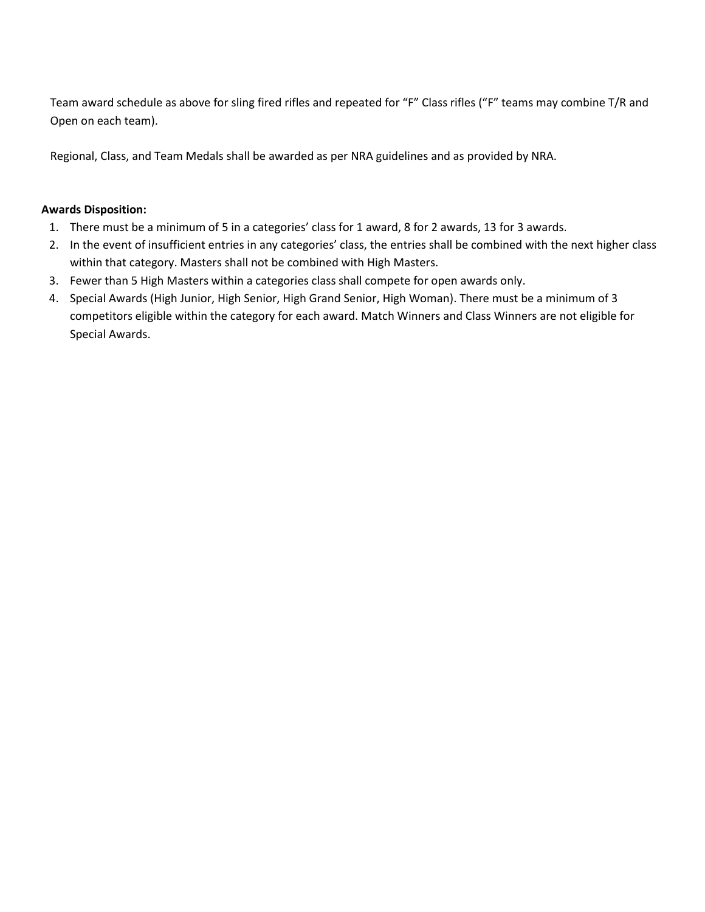Team award schedule as above for sling fired rifles and repeated for “F” Class rifles (“F” teams may combine T/R and Open on each team).

Regional, Class, and Team Medals shall be awarded as per NRA guidelines and as provided by NRA.

**Awards Disposition:**

1. There must be a minimum of 5 in a categories’ class for 1 award, 8 for 2 awards, 13 for 3 awards.
2. In the event of insufficient entries in any categories’ class, the entries shall be combined with the next higher class within that category. Masters shall not be combined with High Masters.
3. Fewer than 5 High Masters within a categories class shall compete for open awards only.
4. Special Awards (High Junior, High Senior, High Grand Senior, High Woman). There must be a minimum of 3 competitors eligible within the category for each award. Match Winners and Class Winners are not eligible for Special Awards.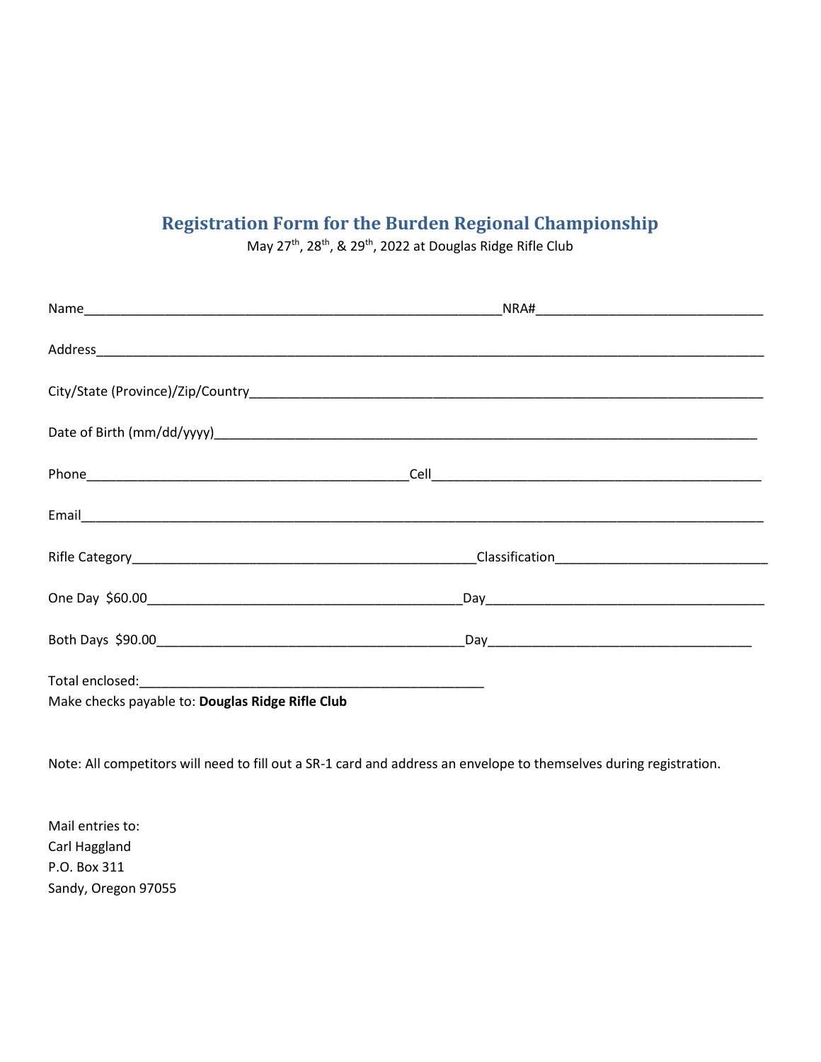## Registration Form for the Burden Regional Championship

May 27th, 28th, & 29th, 2022 at Douglas Ridge Rifle Club

Name__________________________________________________NRA#___________________________

Address________________________________________________________________________________

City/State (Province)/Zip/Country_________________________________________________________

Date of Birth (mm/dd/yyyy)____________________________________________________________

Phone______________________________________Cell______________________________________

Email__________________________________________________________________________________

Rifle Category______________________________________Classification________________________

One Day $60.00_____________________________________Day_________________________________

Both Days $90.00____________________________________Day________________________________

Total enclosed:_________________________________________

Make checks payable to: **Douglas Ridge Rifle Club**

Note: All competitors will need to fill out a SR-1 card and address an envelope to themselves during registration.

Mail entries to:
Carl Haggland
P.O. Box 311
Sandy, Oregon 97055